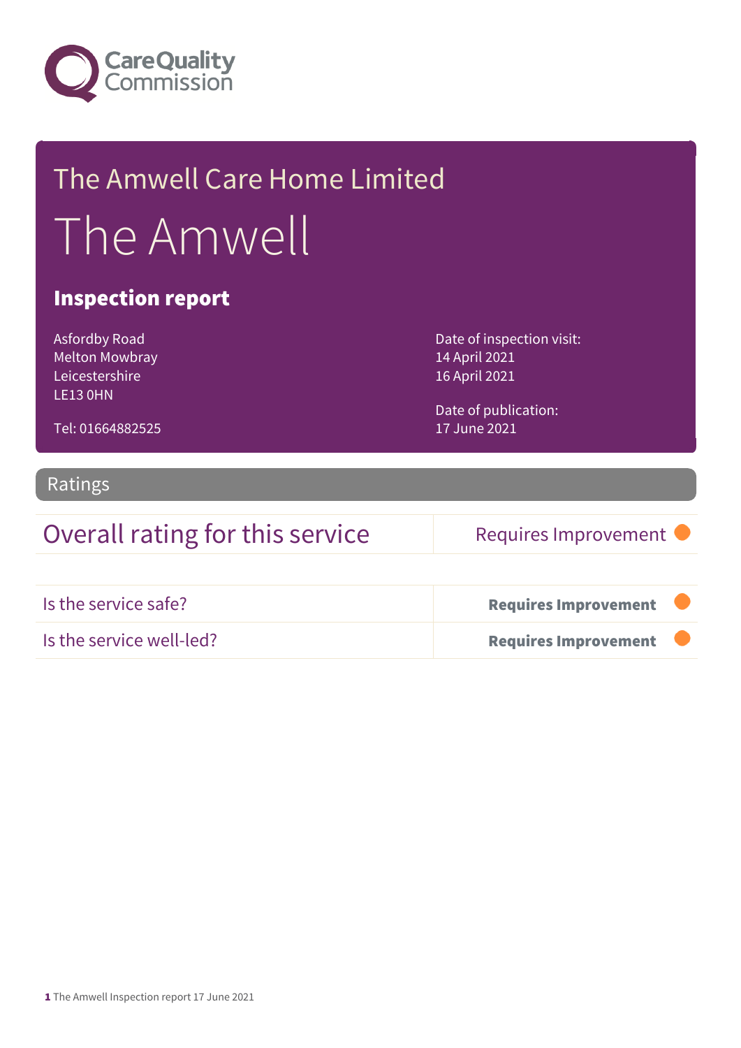Care Quality Commission

# The Amwell Care Home Limited

# The Amwell

## Inspection report

Asfordby Road
Melton Mowbray
Leicestershire
LE13 0HN

Tel: 01664882525

Date of inspection visit:
14 April 2021
16 April 2021

Date of publication:
17 June 2021

## Ratings

| Overall rating for this service | Requires Improvement |
| --- | --- |

| Is the service safe? | **Requires Improvement** |
| --- | --- |
| Is the service well-led? | **Requires Improvement** |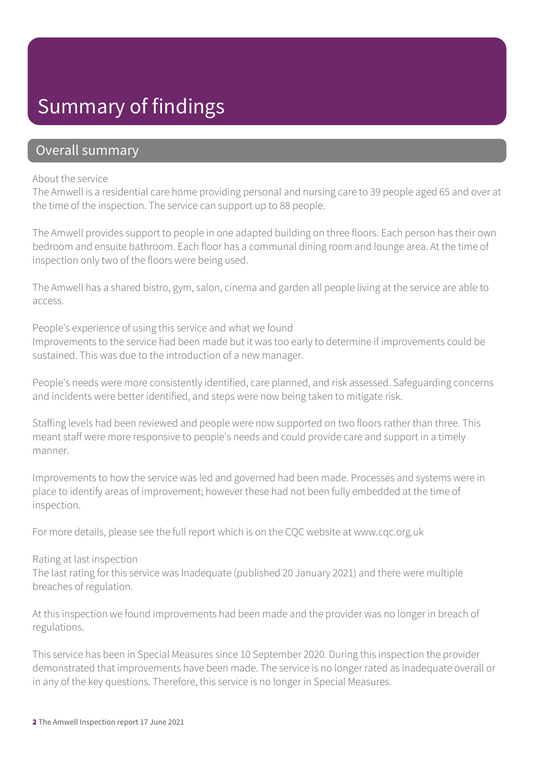# Summary of findings

## Overall summary

About the service

The Amwell is a residential care home providing personal and nursing care to 39 people aged 65 and over at the time of the inspection. The service can support up to 88 people.

The Amwell provides support to people in one adapted building on three floors. Each person has their own bedroom and ensuite bathroom. Each floor has a communal dining room and lounge area. At the time of inspection only two of the floors were being used.

The Amwell has a shared bistro, gym, salon, cinema and garden all people living at the service are able to access.

People's experience of using this service and what we found

Improvements to the service had been made but it was too early to determine if improvements could be sustained. This was due to the introduction of a new manager.

People's needs were more consistently identified, care planned, and risk assessed. Safeguarding concerns and incidents were better identified, and steps were now being taken to mitigate risk.

Staffing levels had been reviewed and people were now supported on two floors rather than three. This meant staff were more responsive to people's needs and could provide care and support in a timely manner.

Improvements to how the service was led and governed had been made. Processes and systems were in place to identify areas of improvement; however these had not been fully embedded at the time of inspection.

For more details, please see the full report which is on the CQC website at www.cqc.org.uk

Rating at last inspection

The last rating for this service was Inadequate (published 20 January 2021) and there were multiple breaches of regulation.

At this inspection we found improvements had been made and the provider was no longer in breach of regulations.

This service has been in Special Measures since 10 September 2020. During this inspection the provider demonstrated that improvements have been made. The service is no longer rated as inadequate overall or in any of the key questions. Therefore, this service is no longer in Special Measures.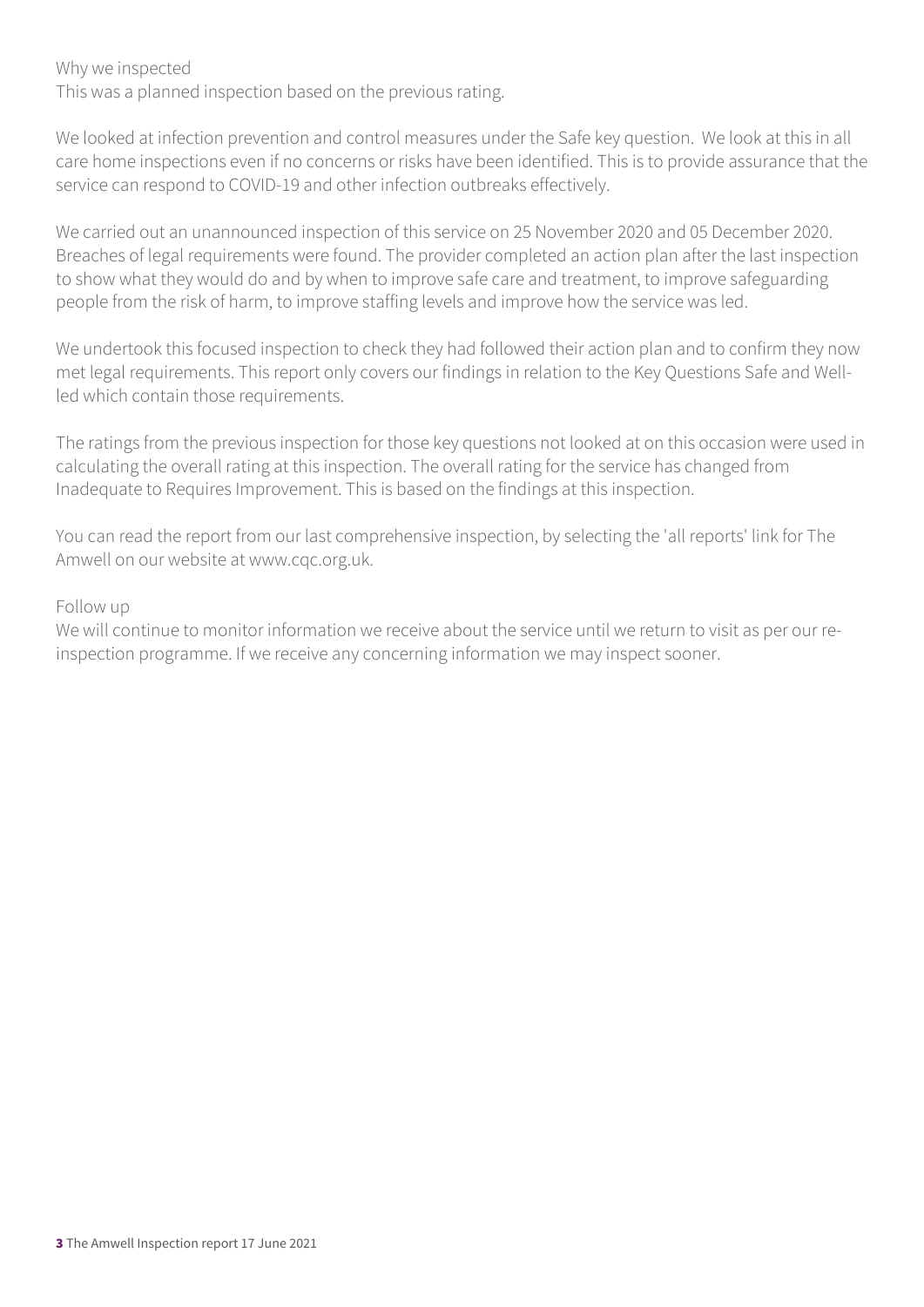Why we inspected
This was a planned inspection based on the previous rating.

We looked at infection prevention and control measures under the Safe key question. We look at this in all care home inspections even if no concerns or risks have been identified. This is to provide assurance that the service can respond to COVID-19 and other infection outbreaks effectively.

We carried out an unannounced inspection of this service on 25 November 2020 and 05 December 2020. Breaches of legal requirements were found. The provider completed an action plan after the last inspection to show what they would do and by when to improve safe care and treatment, to improve safeguarding people from the risk of harm, to improve staffing levels and improve how the service was led.

We undertook this focused inspection to check they had followed their action plan and to confirm they now met legal requirements. This report only covers our findings in relation to the Key Questions Safe and Well-led which contain those requirements.

The ratings from the previous inspection for those key questions not looked at on this occasion were used in calculating the overall rating at this inspection. The overall rating for the service has changed from Inadequate to Requires Improvement. This is based on the findings at this inspection.

You can read the report from our last comprehensive inspection, by selecting the 'all reports' link for The Amwell on our website at www.cqc.org.uk.

Follow up
We will continue to monitor information we receive about the service until we return to visit as per our re-inspection programme. If we receive any concerning information we may inspect sooner.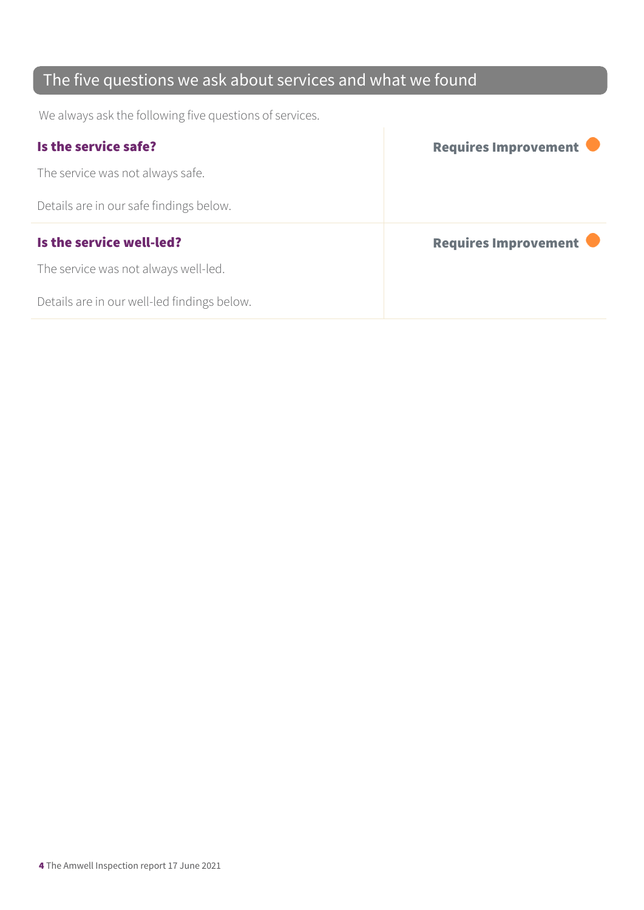## The five questions we ask about services and what we found

We always ask the following five questions of services.

| | |
|---|---|
| **Is the service safe?**<br><br>The service was not always safe.<br><br>Details are in our safe findings below. | **Requires Improvement** |
| **Is the service well-led?**<br><br>The service was not always well-led.<br><br>Details are in our well-led findings below. | **Requires Improvement** |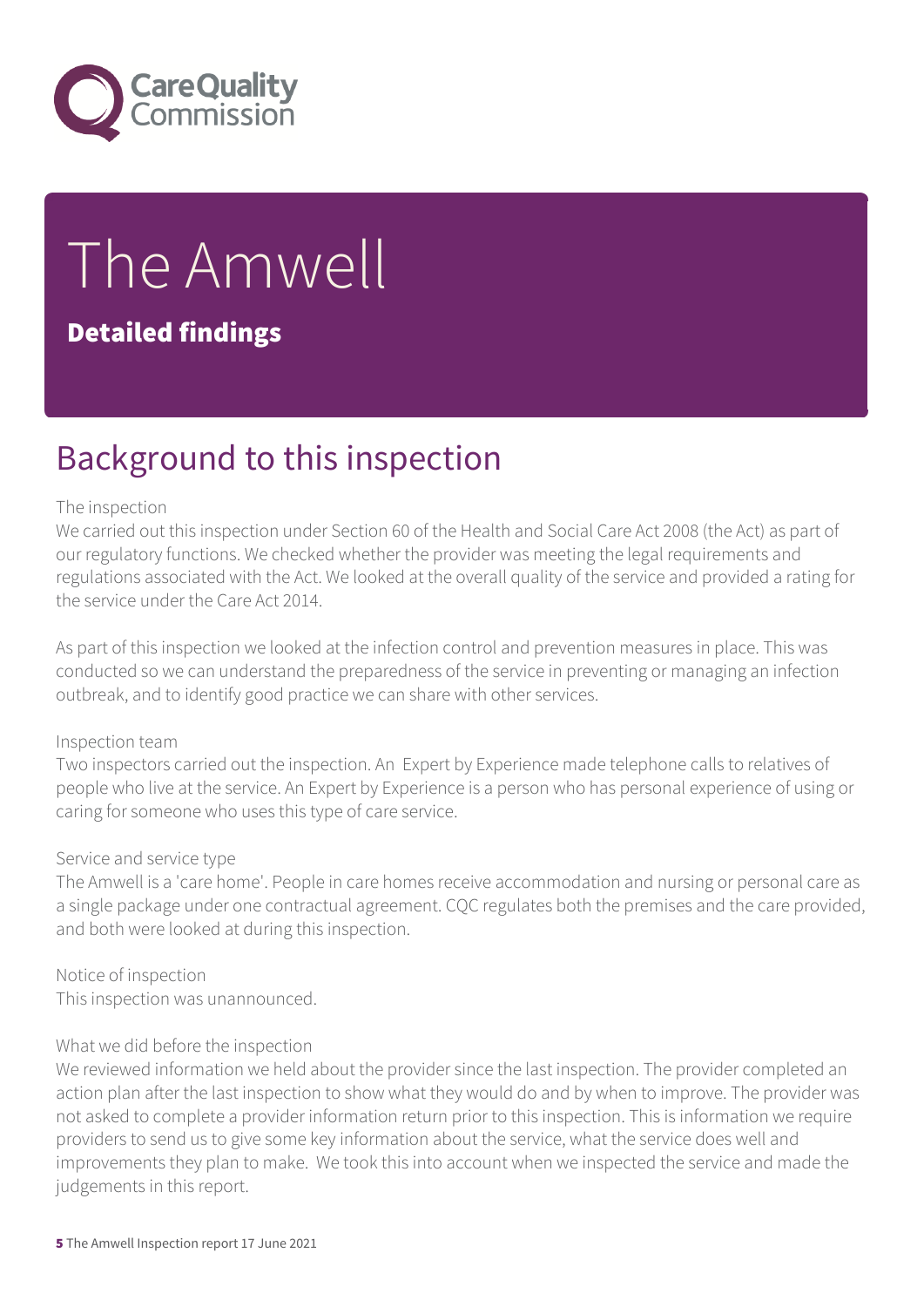# The Amwell

## Detailed findings

## Background to this inspection

The inspection
We carried out this inspection under Section 60 of the Health and Social Care Act 2008 (the Act) as part of our regulatory functions. We checked whether the provider was meeting the legal requirements and regulations associated with the Act. We looked at the overall quality of the service and provided a rating for the service under the Care Act 2014.

As part of this inspection we looked at the infection control and prevention measures in place. This was conducted so we can understand the preparedness of the service in preventing or managing an infection outbreak, and to identify good practice we can share with other services.

Inspection team
Two inspectors carried out the inspection. An Expert by Experience made telephone calls to relatives of people who live at the service. An Expert by Experience is a person who has personal experience of using or caring for someone who uses this type of care service.

Service and service type
The Amwell is a 'care home'. People in care homes receive accommodation and nursing or personal care as a single package under one contractual agreement. CQC regulates both the premises and the care provided, and both were looked at during this inspection.

Notice of inspection
This inspection was unannounced.

What we did before the inspection
We reviewed information we held about the provider since the last inspection. The provider completed an action plan after the last inspection to show what they would do and by when to improve. The provider was not asked to complete a provider information return prior to this inspection. This is information we require providers to send us to give some key information about the service, what the service does well and improvements they plan to make. We took this into account when we inspected the service and made the judgements in this report.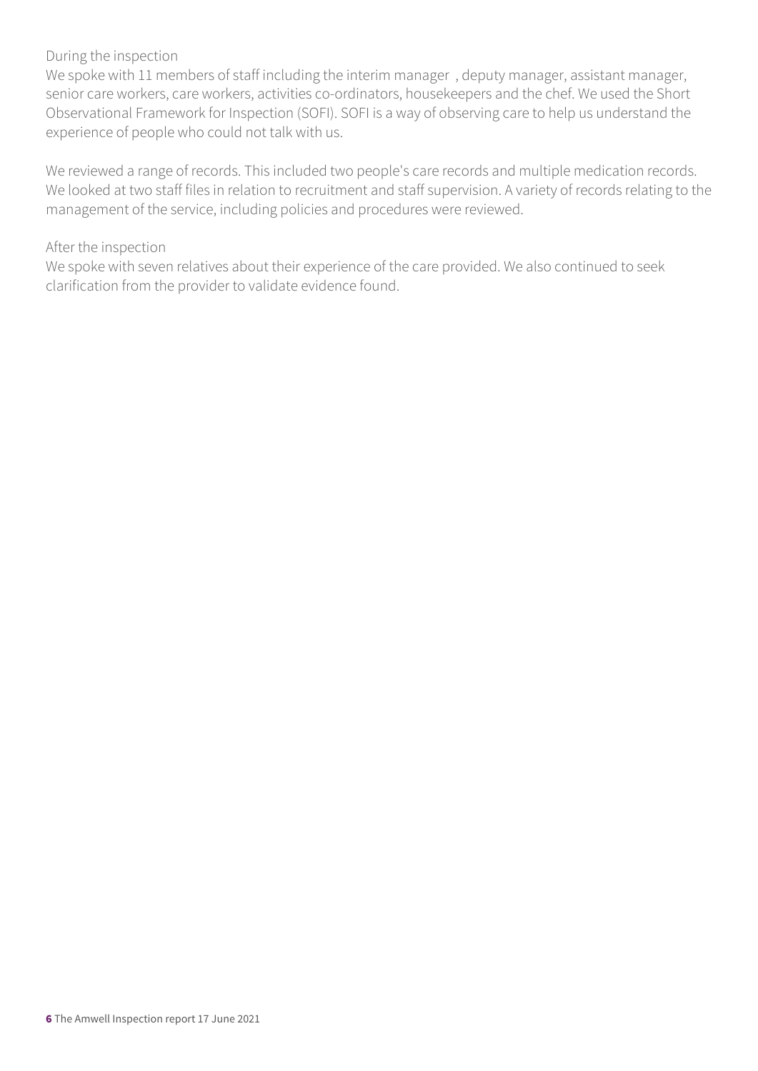During the inspection

We spoke with 11 members of staff including the interim manager , deputy manager, assistant manager, senior care workers, care workers, activities co-ordinators, housekeepers and the chef. We used the Short Observational Framework for Inspection (SOFI). SOFI is a way of observing care to help us understand the experience of people who could not talk with us.

We reviewed a range of records. This included two people's care records and multiple medication records. We looked at two staff files in relation to recruitment and staff supervision. A variety of records relating to the management of the service, including policies and procedures were reviewed.

After the inspection

We spoke with seven relatives about their experience of the care provided. We also continued to seek clarification from the provider to validate evidence found.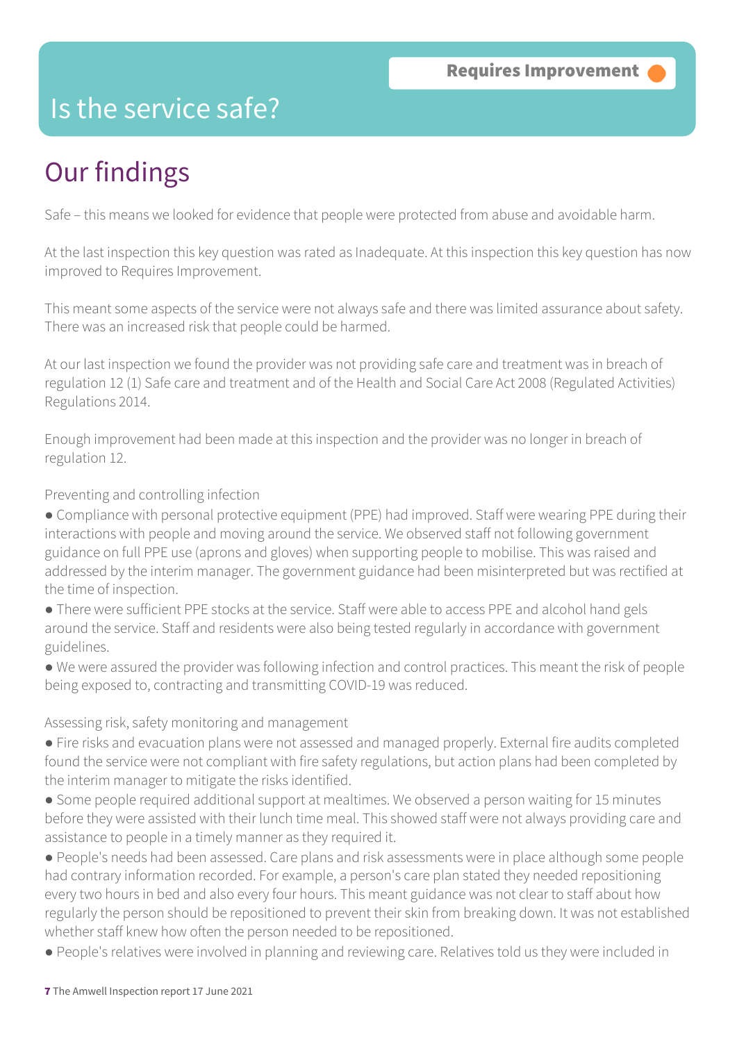**Requires Improvement**

# Is the service safe?

## Our findings

Safe – this means we looked for evidence that people were protected from abuse and avoidable harm.

At the last inspection this key question was rated as Inadequate. At this inspection this key question has now improved to Requires Improvement.

This meant some aspects of the service were not always safe and there was limited assurance about safety. There was an increased risk that people could be harmed.

At our last inspection we found the provider was not providing safe care and treatment was in breach of regulation 12 (1) Safe care and treatment and of the Health and Social Care Act 2008 (Regulated Activities) Regulations 2014.

Enough improvement had been made at this inspection and the provider was no longer in breach of regulation 12.

Preventing and controlling infection

- Compliance with personal protective equipment (PPE) had improved. Staff were wearing PPE during their interactions with people and moving around the service. We observed staff not following government guidance on full PPE use (aprons and gloves) when supporting people to mobilise. This was raised and addressed by the interim manager. The government guidance had been misinterpreted but was rectified at the time of inspection.
- There were sufficient PPE stocks at the service. Staff were able to access PPE and alcohol hand gels around the service. Staff and residents were also being tested regularly in accordance with government guidelines.
- We were assured the provider was following infection and control practices. This meant the risk of people being exposed to, contracting and transmitting COVID-19 was reduced.

Assessing risk, safety monitoring and management

- Fire risks and evacuation plans were not assessed and managed properly. External fire audits completed found the service were not compliant with fire safety regulations, but action plans had been completed by the interim manager to mitigate the risks identified.
- Some people required additional support at mealtimes. We observed a person waiting for 15 minutes before they were assisted with their lunch time meal. This showed staff were not always providing care and assistance to people in a timely manner as they required it.
- People's needs had been assessed. Care plans and risk assessments were in place although some people had contrary information recorded. For example, a person's care plan stated they needed repositioning every two hours in bed and also every four hours. This meant guidance was not clear to staff about how regularly the person should be repositioned to prevent their skin from breaking down. It was not established whether staff knew how often the person needed to be repositioned.
- People's relatives were involved in planning and reviewing care. Relatives told us they were included in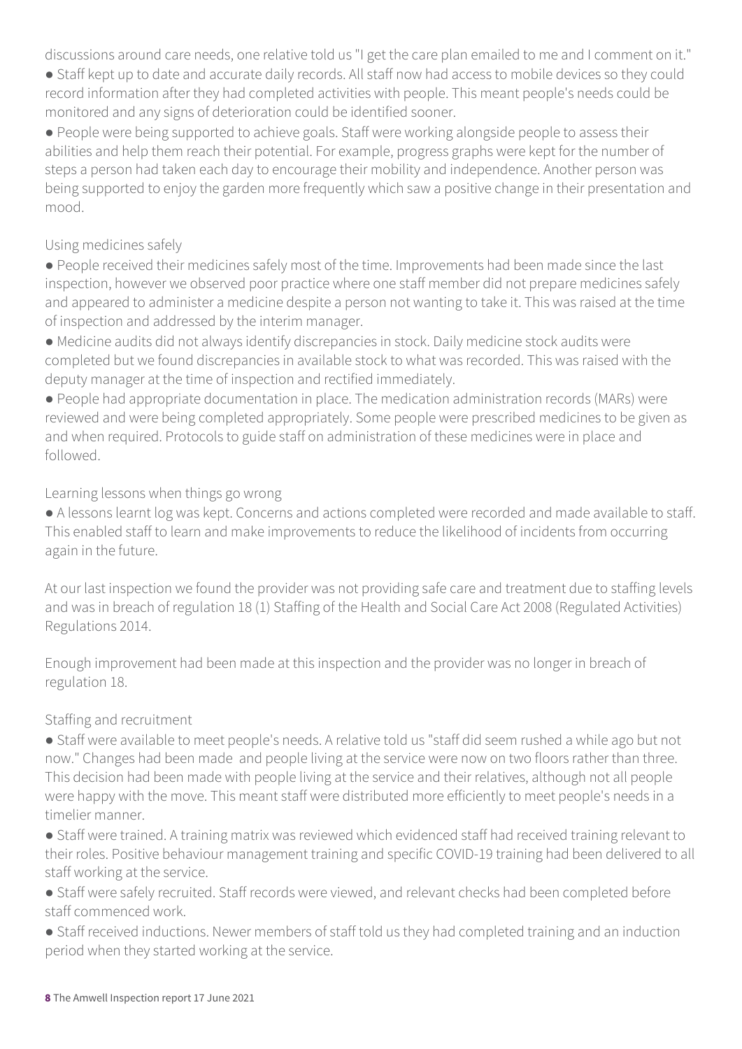discussions around care needs, one relative told us "I get the care plan emailed to me and I comment on it."

- Staff kept up to date and accurate daily records. All staff now had access to mobile devices so they could record information after they had completed activities with people. This meant people's needs could be monitored and any signs of deterioration could be identified sooner.
- People were being supported to achieve goals. Staff were working alongside people to assess their abilities and help them reach their potential. For example, progress graphs were kept for the number of steps a person had taken each day to encourage their mobility and independence. Another person was being supported to enjoy the garden more frequently which saw a positive change in their presentation and mood.

### Using medicines safely

- People received their medicines safely most of the time. Improvements had been made since the last inspection, however we observed poor practice where one staff member did not prepare medicines safely and appeared to administer a medicine despite a person not wanting to take it. This was raised at the time of inspection and addressed by the interim manager.
- Medicine audits did not always identify discrepancies in stock. Daily medicine stock audits were completed but we found discrepancies in available stock to what was recorded. This was raised with the deputy manager at the time of inspection and rectified immediately.
- People had appropriate documentation in place. The medication administration records (MARs) were reviewed and were being completed appropriately. Some people were prescribed medicines to be given as and when required. Protocols to guide staff on administration of these medicines were in place and followed.

### Learning lessons when things go wrong

- A lessons learnt log was kept. Concerns and actions completed were recorded and made available to staff. This enabled staff to learn and make improvements to reduce the likelihood of incidents from occurring again in the future.

At our last inspection we found the provider was not providing safe care and treatment due to staffing levels and was in breach of regulation 18 (1) Staffing of the Health and Social Care Act 2008 (Regulated Activities) Regulations 2014.

Enough improvement had been made at this inspection and the provider was no longer in breach of regulation 18.

### Staffing and recruitment

- Staff were available to meet people's needs. A relative told us "staff did seem rushed a while ago but not now." Changes had been made and people living at the service were now on two floors rather than three. This decision had been made with people living at the service and their relatives, although not all people were happy with the move. This meant staff were distributed more efficiently to meet people's needs in a timelier manner.
- Staff were trained. A training matrix was reviewed which evidenced staff had received training relevant to their roles. Positive behaviour management training and specific COVID-19 training had been delivered to all staff working at the service.
- Staff were safely recruited. Staff records were viewed, and relevant checks had been completed before staff commenced work.
- Staff received inductions. Newer members of staff told us they had completed training and an induction period when they started working at the service.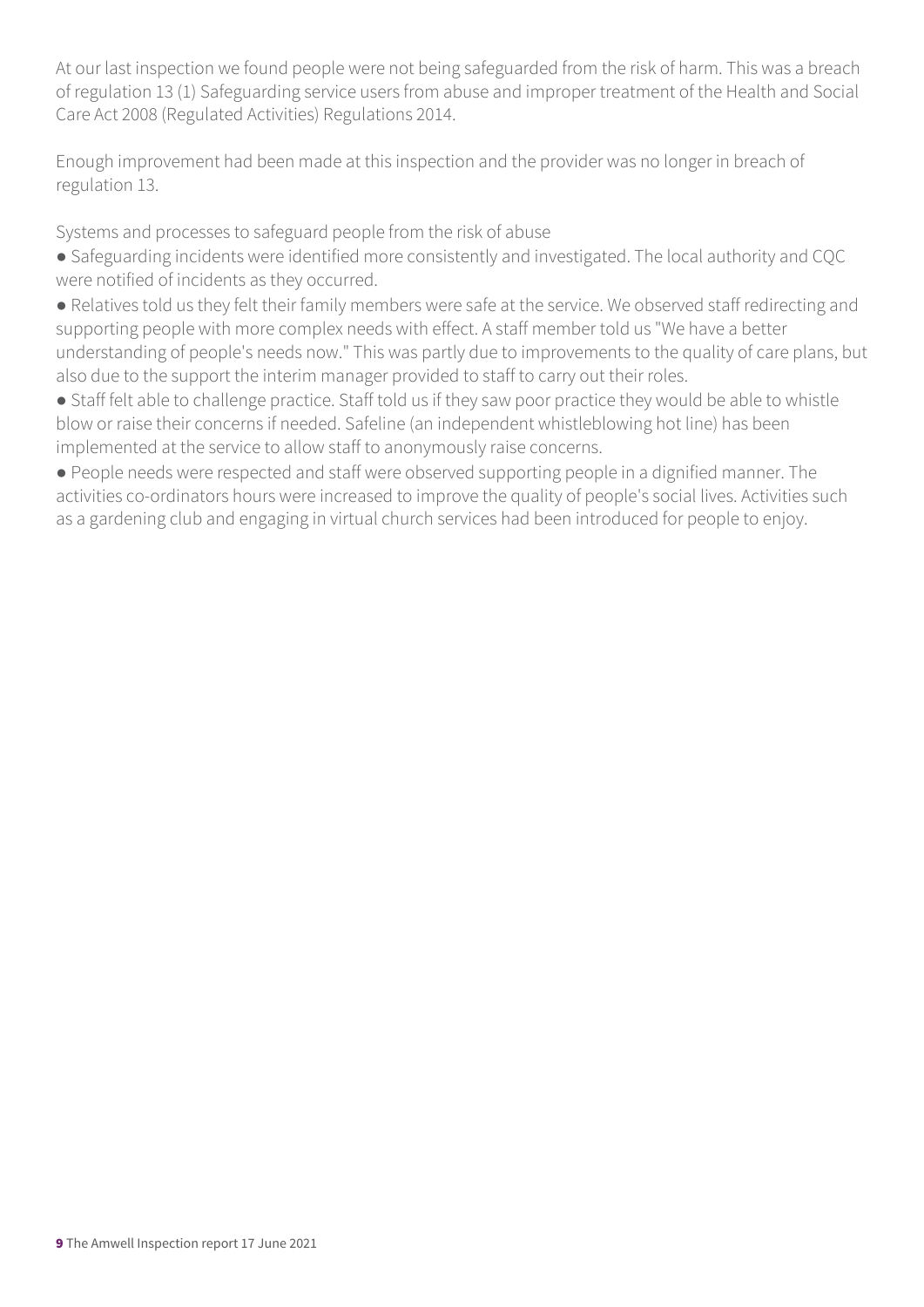At our last inspection we found people were not being safeguarded from the risk of harm. This was a breach of regulation 13 (1) Safeguarding service users from abuse and improper treatment of the Health and Social Care Act 2008 (Regulated Activities) Regulations 2014.

Enough improvement had been made at this inspection and the provider was no longer in breach of regulation 13.

Systems and processes to safeguard people from the risk of abuse

- Safeguarding incidents were identified more consistently and investigated. The local authority and CQC were notified of incidents as they occurred.
- Relatives told us they felt their family members were safe at the service. We observed staff redirecting and supporting people with more complex needs with effect. A staff member told us "We have a better understanding of people's needs now." This was partly due to improvements to the quality of care plans, but also due to the support the interim manager provided to staff to carry out their roles.
- Staff felt able to challenge practice. Staff told us if they saw poor practice they would be able to whistle blow or raise their concerns if needed. Safeline (an independent whistleblowing hot line) has been implemented at the service to allow staff to anonymously raise concerns.
- People needs were respected and staff were observed supporting people in a dignified manner. The activities co-ordinators hours were increased to improve the quality of people's social lives. Activities such as a gardening club and engaging in virtual church services had been introduced for people to enjoy.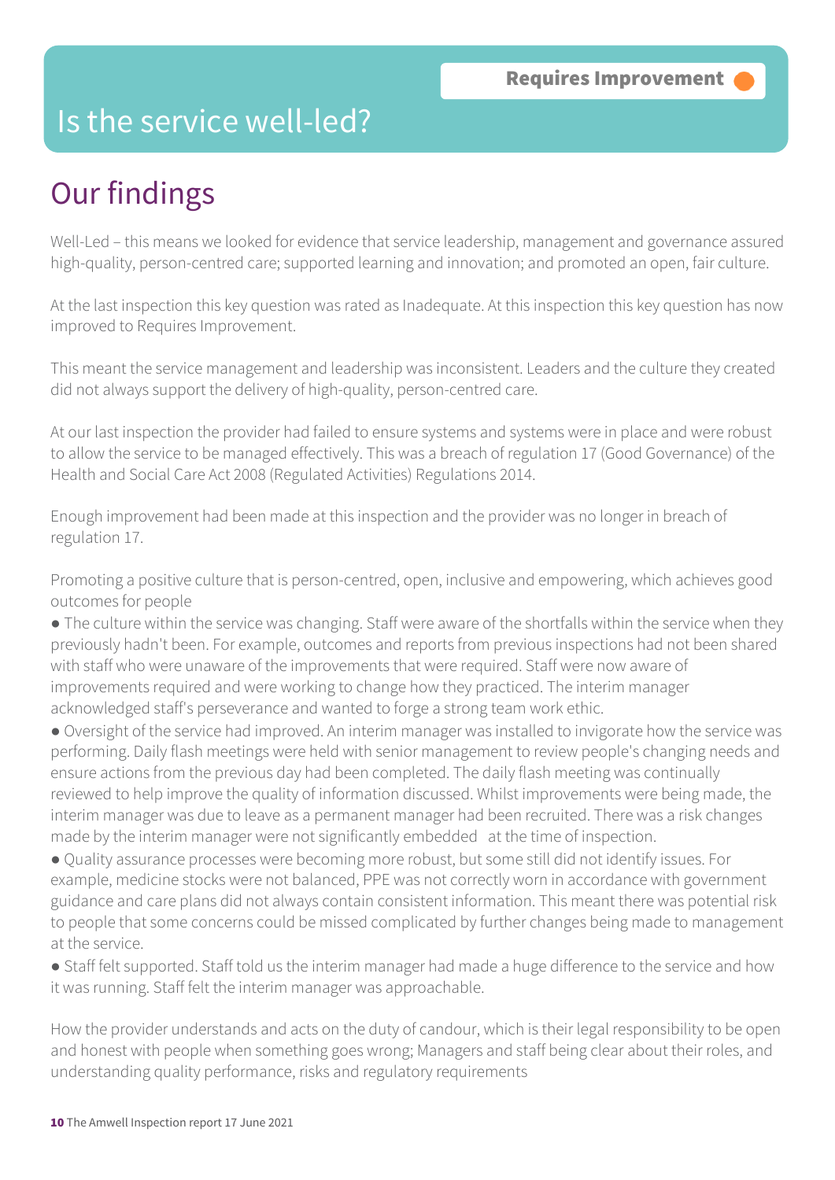# Is the service well-led?

**Requires Improvement**

## Our findings

Well-Led – this means we looked for evidence that service leadership, management and governance assured high-quality, person-centred care; supported learning and innovation; and promoted an open, fair culture.

At the last inspection this key question was rated as Inadequate. At this inspection this key question has now improved to Requires Improvement.

This meant the service management and leadership was inconsistent. Leaders and the culture they created did not always support the delivery of high-quality, person-centred care.

At our last inspection the provider had failed to ensure systems and systems were in place and were robust to allow the service to be managed effectively. This was a breach of regulation 17 (Good Governance) of the Health and Social Care Act 2008 (Regulated Activities) Regulations 2014.

Enough improvement had been made at this inspection and the provider was no longer in breach of regulation 17.

Promoting a positive culture that is person-centred, open, inclusive and empowering, which achieves good outcomes for people

- The culture within the service was changing. Staff were aware of the shortfalls within the service when they previously hadn't been. For example, outcomes and reports from previous inspections had not been shared with staff who were unaware of the improvements that were required. Staff were now aware of improvements required and were working to change how they practiced. The interim manager acknowledged staff's perseverance and wanted to forge a strong team work ethic.
- Oversight of the service had improved. An interim manager was installed to invigorate how the service was performing. Daily flash meetings were held with senior management to review people's changing needs and ensure actions from the previous day had been completed. The daily flash meeting was continually reviewed to help improve the quality of information discussed. Whilst improvements were being made, the interim manager was due to leave as a permanent manager had been recruited. There was a risk changes made by the interim manager were not significantly embedded at the time of inspection.
- Quality assurance processes were becoming more robust, but some still did not identify issues. For example, medicine stocks were not balanced, PPE was not correctly worn in accordance with government guidance and care plans did not always contain consistent information. This meant there was potential risk to people that some concerns could be missed complicated by further changes being made to management at the service.
- Staff felt supported. Staff told us the interim manager had made a huge difference to the service and how it was running. Staff felt the interim manager was approachable.

How the provider understands and acts on the duty of candour, which is their legal responsibility to be open and honest with people when something goes wrong; Managers and staff being clear about their roles, and understanding quality performance, risks and regulatory requirements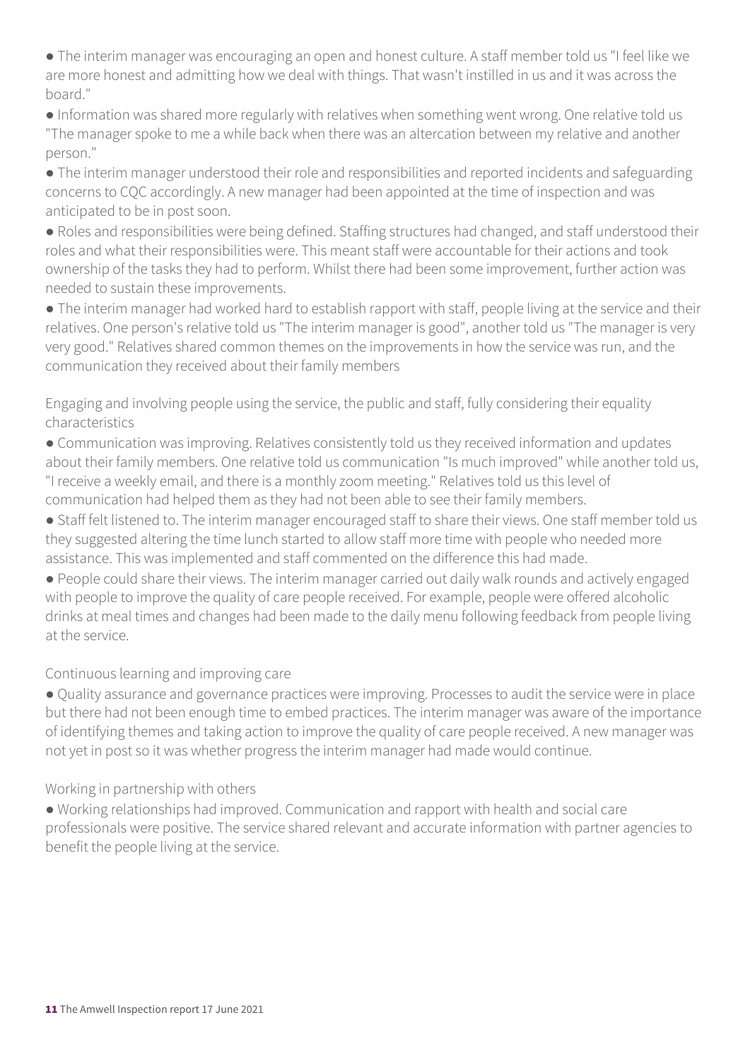- The interim manager was encouraging an open and honest culture. A staff member told us "I feel like we are more honest and admitting how we deal with things. That wasn't instilled in us and it was across the board."
- Information was shared more regularly with relatives when something went wrong. One relative told us "The manager spoke to me a while back when there was an altercation between my relative and another person."
- The interim manager understood their role and responsibilities and reported incidents and safeguarding concerns to CQC accordingly. A new manager had been appointed at the time of inspection and was anticipated to be in post soon.
- Roles and responsibilities were being defined. Staffing structures had changed, and staff understood their roles and what their responsibilities were. This meant staff were accountable for their actions and took ownership of the tasks they had to perform. Whilst there had been some improvement, further action was needed to sustain these improvements.
- The interim manager had worked hard to establish rapport with staff, people living at the service and their relatives. One person's relative told us "The interim manager is good", another told us "The manager is very very good." Relatives shared common themes on the improvements in how the service was run, and the communication they received about their family members

Engaging and involving people using the service, the public and staff, fully considering their equality characteristics

- Communication was improving. Relatives consistently told us they received information and updates about their family members. One relative told us communication "Is much improved" while another told us, "I receive a weekly email, and there is a monthly zoom meeting." Relatives told us this level of communication had helped them as they had not been able to see their family members.
- Staff felt listened to. The interim manager encouraged staff to share their views. One staff member told us they suggested altering the time lunch started to allow staff more time with people who needed more assistance. This was implemented and staff commented on the difference this had made.
- People could share their views. The interim manager carried out daily walk rounds and actively engaged with people to improve the quality of care people received. For example, people were offered alcoholic drinks at meal times and changes had been made to the daily menu following feedback from people living at the service.

Continuous learning and improving care

- Quality assurance and governance practices were improving. Processes to audit the service were in place but there had not been enough time to embed practices. The interim manager was aware of the importance of identifying themes and taking action to improve the quality of care people received. A new manager was not yet in post so it was whether progress the interim manager had made would continue.

Working in partnership with others

- Working relationships had improved. Communication and rapport with health and social care professionals were positive. The service shared relevant and accurate information with partner agencies to benefit the people living at the service.